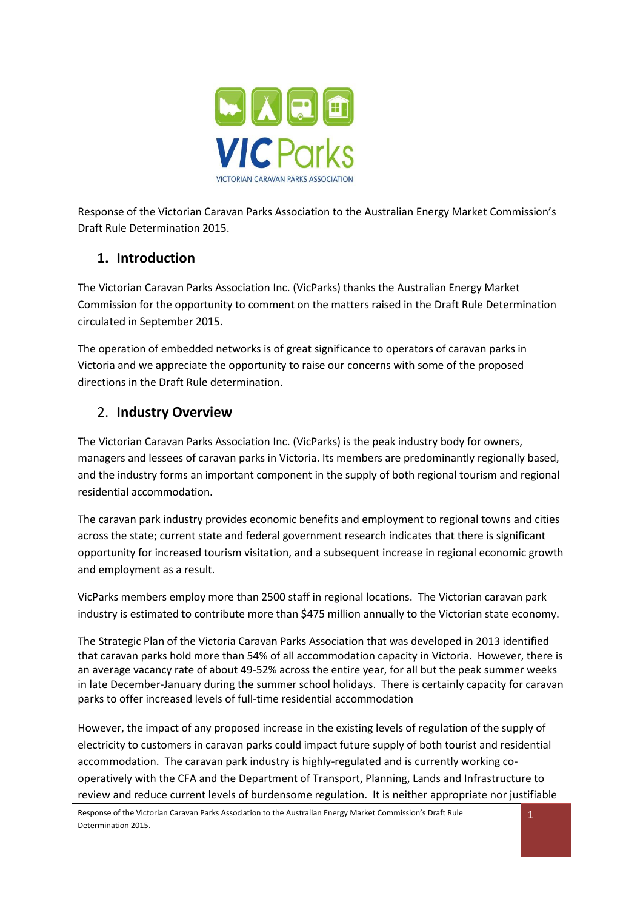VIC Parks

VICTORIAN CARAVAN PARKS ASSOCIATION

Response of the Victorian Caravan Parks Association to the Australian Energy Market Commission's Draft Rule Determination 2015.

## 1. Introduction

The Victorian Caravan Parks Association Inc. (VicParks) thanks the Australian Energy Market Commission for the opportunity to comment on the matters raised in the Draft Rule Determination circulated in September 2015.

The operation of embedded networks is of great significance to operators of caravan parks in Victoria and we appreciate the opportunity to raise our concerns with some of the proposed directions in the Draft Rule determination.

## 2. Industry Overview

The Victorian Caravan Parks Association Inc. (VicParks) is the peak industry body for owners, managers and lessees of caravan parks in Victoria. Its members are predominantly regionally based, and the industry forms an important component in the supply of both regional tourism and regional residential accommodation.

The caravan park industry provides economic benefits and employment to regional towns and cities across the state; current state and federal government research indicates that there is significant opportunity for increased tourism visitation, and a subsequent increase in regional economic growth and employment as a result.

VicParks members employ more than 2500 staff in regional locations. The Victorian caravan park industry is estimated to contribute more than $475 million annually to the Victorian state economy.

The Strategic Plan of the Victoria Caravan Parks Association that was developed in 2013 identified that caravan parks hold more than 54% of all accommodation capacity in Victoria. However, there is an average vacancy rate of about 49-52% across the entire year, for all but the peak summer weeks in late December-January during the summer school holidays. There is certainly capacity for caravan parks to offer increased levels of full-time residential accommodation

However, the impact of any proposed increase in the existing levels of regulation of the supply of electricity to customers in caravan parks could impact future supply of both tourist and residential accommodation. The caravan park industry is highly-regulated and is currently working co-operatively with the CFA and the Department of Transport, Planning, Lands and Infrastructure to review and reduce current levels of burdensome regulation. It is neither appropriate nor justifiable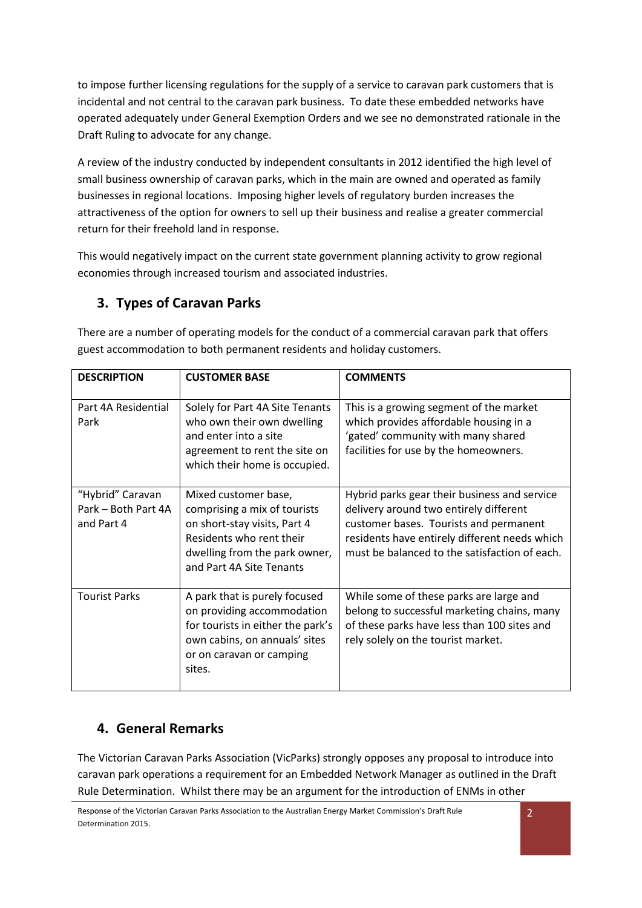to impose further licensing regulations for the supply of a service to caravan park customers that is incidental and not central to the caravan park business. To date these embedded networks have operated adequately under General Exemption Orders and we see no demonstrated rationale in the Draft Ruling to advocate for any change.

A review of the industry conducted by independent consultants in 2012 identified the high level of small business ownership of caravan parks, which in the main are owned and operated as family businesses in regional locations. Imposing higher levels of regulatory burden increases the attractiveness of the option for owners to sell up their business and realise a greater commercial return for their freehold land in response.

This would negatively impact on the current state government planning activity to grow regional economies through increased tourism and associated industries.

## 3. Types of Caravan Parks

There are a number of operating models for the conduct of a commercial caravan park that offers guest accommodation to both permanent residents and holiday customers.

| DESCRIPTION | CUSTOMER BASE | COMMENTS |
|---|---|---|
| Part 4A Residential Park | Solely for Part 4A Site Tenants who own their own dwelling and enter into a site agreement to rent the site on which their home is occupied. | This is a growing segment of the market which provides affordable housing in a 'gated' community with many shared facilities for use by the homeowners. |
| "Hybrid" Caravan Park – Both Part 4A and Part 4 | Mixed customer base, comprising a mix of tourists on short-stay visits, Part 4 Residents who rent their dwelling from the park owner, and Part 4A Site Tenants | Hybrid parks gear their business and service delivery around two entirely different customer bases. Tourists and permanent residents have entirely different needs which must be balanced to the satisfaction of each. |
| Tourist Parks | A park that is purely focused on providing accommodation for tourists in either the park's own cabins, on annuals' sites or on caravan or camping sites. | While some of these parks are large and belong to successful marketing chains, many of these parks have less than 100 sites and rely solely on the tourist market. |

## 4. General Remarks

The Victorian Caravan Parks Association (VicParks) strongly opposes any proposal to introduce into caravan park operations a requirement for an Embedded Network Manager as outlined in the Draft Rule Determination. Whilst there may be an argument for the introduction of ENMs in other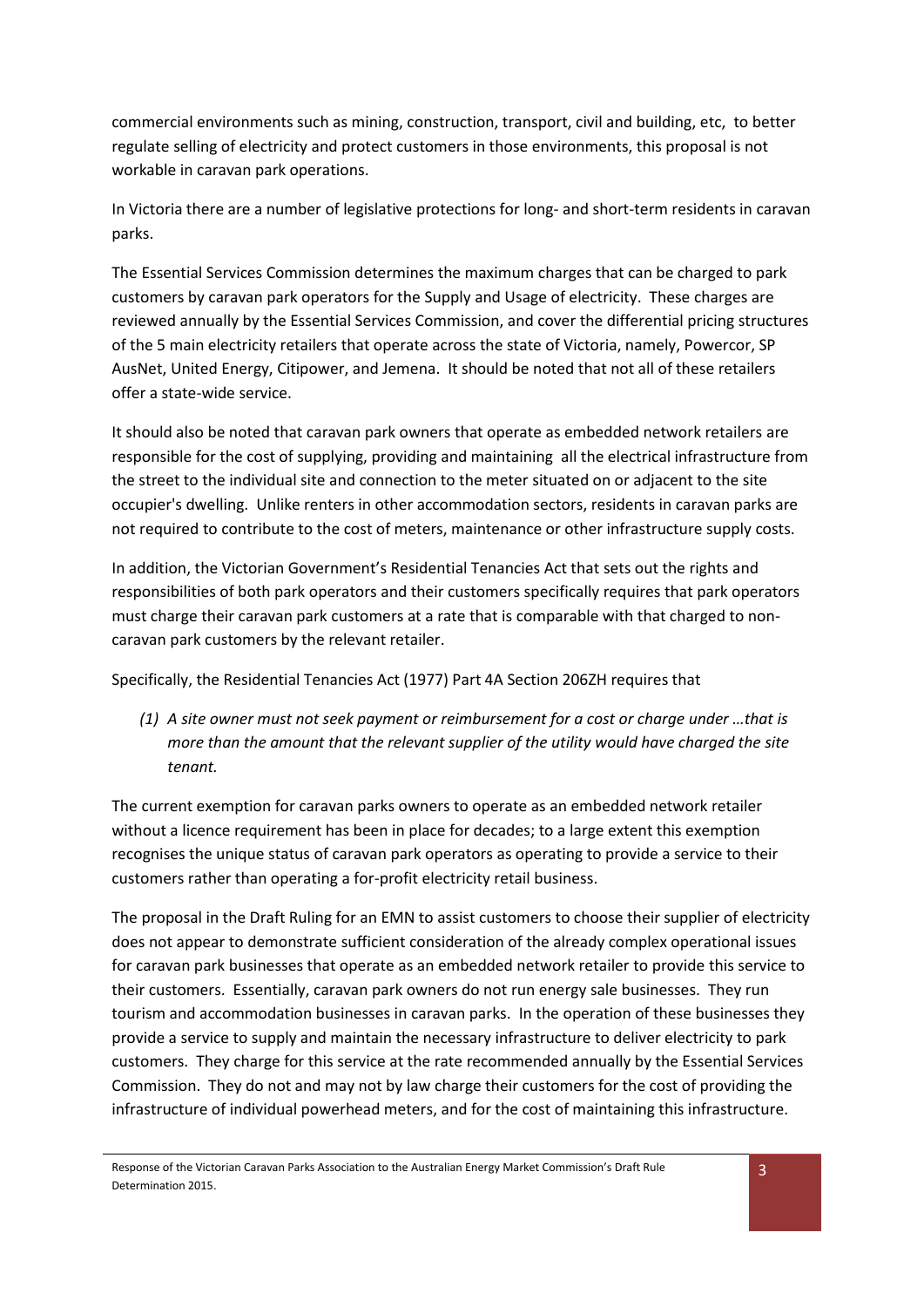commercial environments such as mining, construction, transport, civil and building, etc, to better regulate selling of electricity and protect customers in those environments, this proposal is not workable in caravan park operations.

In Victoria there are a number of legislative protections for long- and short-term residents in caravan parks.

The Essential Services Commission determines the maximum charges that can be charged to park customers by caravan park operators for the Supply and Usage of electricity. These charges are reviewed annually by the Essential Services Commission, and cover the differential pricing structures of the 5 main electricity retailers that operate across the state of Victoria, namely, Powercor, SP AusNet, United Energy, Citipower, and Jemena. It should be noted that not all of these retailers offer a state-wide service.

It should also be noted that caravan park owners that operate as embedded network retailers are responsible for the cost of supplying, providing and maintaining all the electrical infrastructure from the street to the individual site and connection to the meter situated on or adjacent to the site occupier's dwelling. Unlike renters in other accommodation sectors, residents in caravan parks are not required to contribute to the cost of meters, maintenance or other infrastructure supply costs.

In addition, the Victorian Government's Residential Tenancies Act that sets out the rights and responsibilities of both park operators and their customers specifically requires that park operators must charge their caravan park customers at a rate that is comparable with that charged to non-caravan park customers by the relevant retailer.

Specifically, the Residential Tenancies Act (1977) Part 4A Section 206ZH requires that

*(1) A site owner must not seek payment or reimbursement for a cost or charge under …that is more than the amount that the relevant supplier of the utility would have charged the site tenant.*

The current exemption for caravan parks owners to operate as an embedded network retailer without a licence requirement has been in place for decades; to a large extent this exemption recognises the unique status of caravan park operators as operating to provide a service to their customers rather than operating a for-profit electricity retail business.

The proposal in the Draft Ruling for an EMN to assist customers to choose their supplier of electricity does not appear to demonstrate sufficient consideration of the already complex operational issues for caravan park businesses that operate as an embedded network retailer to provide this service to their customers. Essentially, caravan park owners do not run energy sale businesses. They run tourism and accommodation businesses in caravan parks. In the operation of these businesses they provide a service to supply and maintain the necessary infrastructure to deliver electricity to park customers. They charge for this service at the rate recommended annually by the Essential Services Commission. They do not and may not by law charge their customers for the cost of providing the infrastructure of individual powerhead meters, and for the cost of maintaining this infrastructure.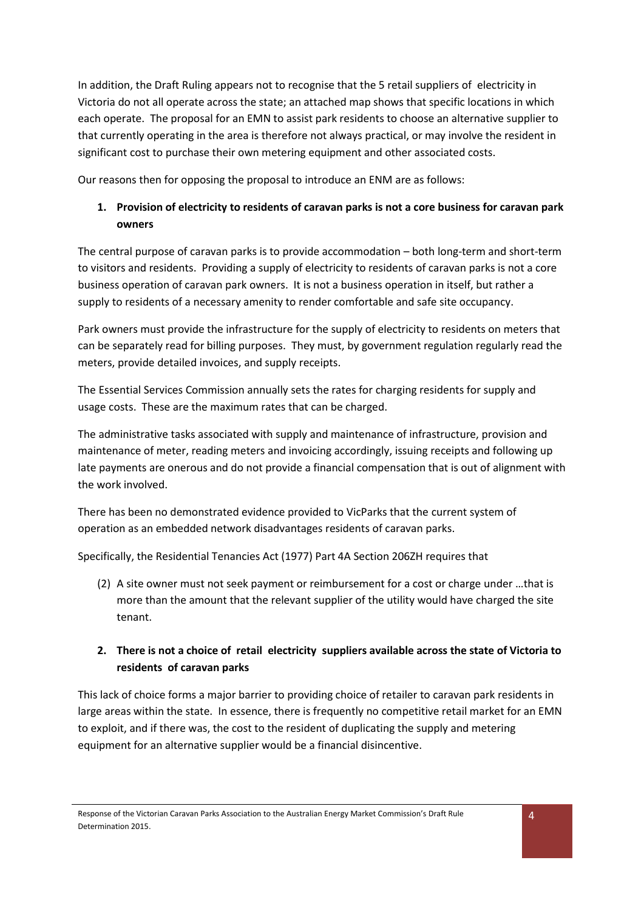In addition, the Draft Ruling appears not to recognise that the 5 retail suppliers of electricity in Victoria do not all operate across the state; an attached map shows that specific locations in which each operate. The proposal for an EMN to assist park residents to choose an alternative supplier to that currently operating in the area is therefore not always practical, or may involve the resident in significant cost to purchase their own metering equipment and other associated costs.

Our reasons then for opposing the proposal to introduce an ENM are as follows:

1. **Provision of electricity to residents of caravan parks is not a core business for caravan park owners**

The central purpose of caravan parks is to provide accommodation – both long-term and short-term to visitors and residents. Providing a supply of electricity to residents of caravan parks is not a core business operation of caravan park owners. It is not a business operation in itself, but rather a supply to residents of a necessary amenity to render comfortable and safe site occupancy.

Park owners must provide the infrastructure for the supply of electricity to residents on meters that can be separately read for billing purposes. They must, by government regulation regularly read the meters, provide detailed invoices, and supply receipts.

The Essential Services Commission annually sets the rates for charging residents for supply and usage costs. These are the maximum rates that can be charged.

The administrative tasks associated with supply and maintenance of infrastructure, provision and maintenance of meter, reading meters and invoicing accordingly, issuing receipts and following up late payments are onerous and do not provide a financial compensation that is out of alignment with the work involved.

There has been no demonstrated evidence provided to VicParks that the current system of operation as an embedded network disadvantages residents of caravan parks.

Specifically, the Residential Tenancies Act (1977) Part 4A Section 206ZH requires that

(2) A site owner must not seek payment or reimbursement for a cost or charge under …that is more than the amount that the relevant supplier of the utility would have charged the site tenant.

2. **There is not a choice of retail electricity suppliers available across the state of Victoria to residents of caravan parks**

This lack of choice forms a major barrier to providing choice of retailer to caravan park residents in large areas within the state. In essence, there is frequently no competitive retail market for an EMN to exploit, and if there was, the cost to the resident of duplicating the supply and metering equipment for an alternative supplier would be a financial disincentive.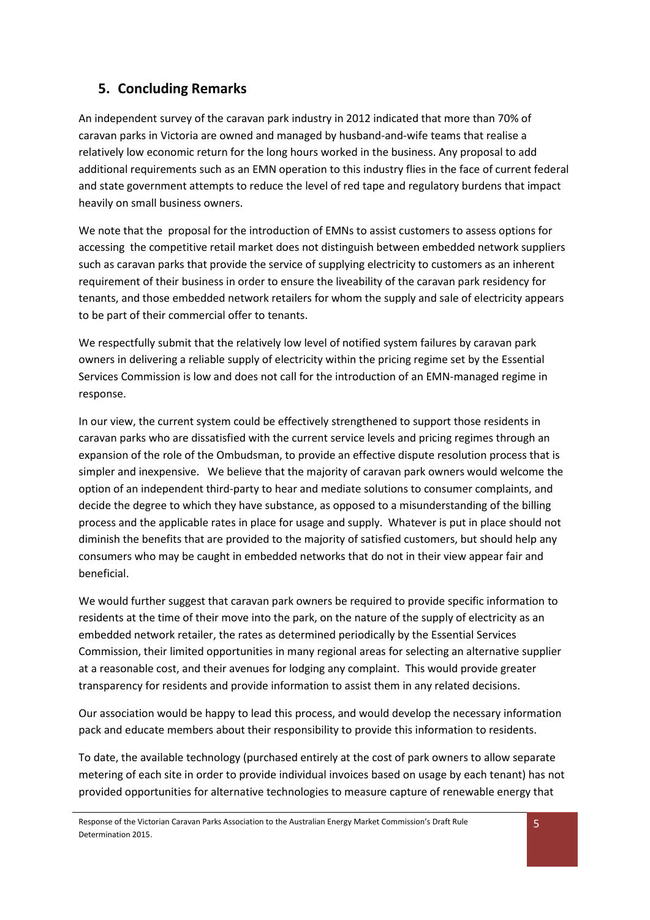## 5. Concluding Remarks

An independent survey of the caravan park industry in 2012 indicated that more than 70% of caravan parks in Victoria are owned and managed by husband-and-wife teams that realise a relatively low economic return for the long hours worked in the business. Any proposal to add additional requirements such as an EMN operation to this industry flies in the face of current federal and state government attempts to reduce the level of red tape and regulatory burdens that impact heavily on small business owners.

We note that the proposal for the introduction of EMNs to assist customers to assess options for accessing the competitive retail market does not distinguish between embedded network suppliers such as caravan parks that provide the service of supplying electricity to customers as an inherent requirement of their business in order to ensure the liveability of the caravan park residency for tenants, and those embedded network retailers for whom the supply and sale of electricity appears to be part of their commercial offer to tenants.

We respectfully submit that the relatively low level of notified system failures by caravan park owners in delivering a reliable supply of electricity within the pricing regime set by the Essential Services Commission is low and does not call for the introduction of an EMN-managed regime in response.

In our view, the current system could be effectively strengthened to support those residents in caravan parks who are dissatisfied with the current service levels and pricing regimes through an expansion of the role of the Ombudsman, to provide an effective dispute resolution process that is simpler and inexpensive. We believe that the majority of caravan park owners would welcome the option of an independent third-party to hear and mediate solutions to consumer complaints, and decide the degree to which they have substance, as opposed to a misunderstanding of the billing process and the applicable rates in place for usage and supply. Whatever is put in place should not diminish the benefits that are provided to the majority of satisfied customers, but should help any consumers who may be caught in embedded networks that do not in their view appear fair and beneficial.

We would further suggest that caravan park owners be required to provide specific information to residents at the time of their move into the park, on the nature of the supply of electricity as an embedded network retailer, the rates as determined periodically by the Essential Services Commission, their limited opportunities in many regional areas for selecting an alternative supplier at a reasonable cost, and their avenues for lodging any complaint. This would provide greater transparency for residents and provide information to assist them in any related decisions.

Our association would be happy to lead this process, and would develop the necessary information pack and educate members about their responsibility to provide this information to residents.

To date, the available technology (purchased entirely at the cost of park owners to allow separate metering of each site in order to provide individual invoices based on usage by each tenant) has not provided opportunities for alternative technologies to measure capture of renewable energy that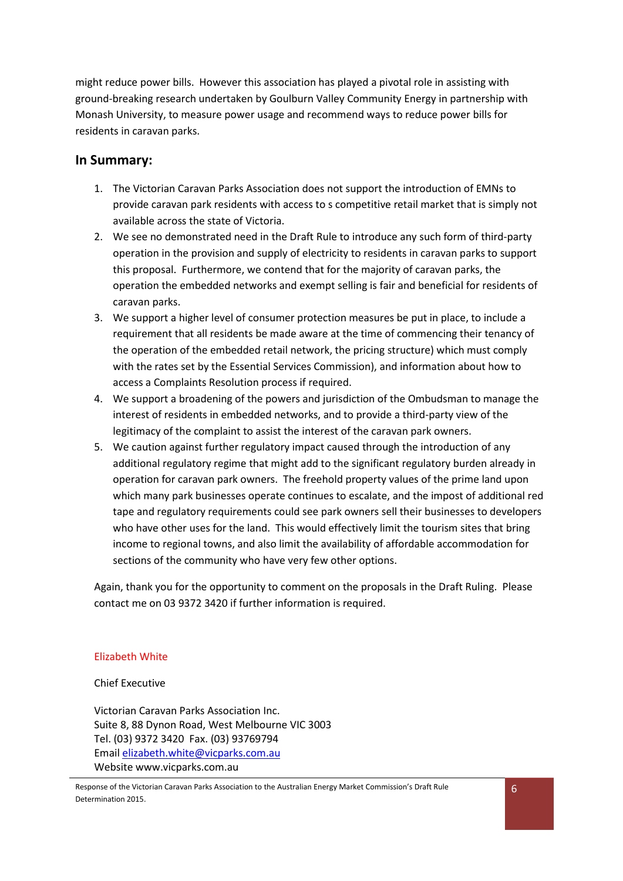might reduce power bills. However this association has played a pivotal role in assisting with ground-breaking research undertaken by Goulburn Valley Community Energy in partnership with Monash University, to measure power usage and recommend ways to reduce power bills for residents in caravan parks.

## In Summary:

1. The Victorian Caravan Parks Association does not support the introduction of EMNs to provide caravan park residents with access to s competitive retail market that is simply not available across the state of Victoria.
2. We see no demonstrated need in the Draft Rule to introduce any such form of third-party operation in the provision and supply of electricity to residents in caravan parks to support this proposal. Furthermore, we contend that for the majority of caravan parks, the operation the embedded networks and exempt selling is fair and beneficial for residents of caravan parks.
3. We support a higher level of consumer protection measures be put in place, to include a requirement that all residents be made aware at the time of commencing their tenancy of the operation of the embedded retail network, the pricing structure) which must comply with the rates set by the Essential Services Commission), and information about how to access a Complaints Resolution process if required.
4. We support a broadening of the powers and jurisdiction of the Ombudsman to manage the interest of residents in embedded networks, and to provide a third-party view of the legitimacy of the complaint to assist the interest of the caravan park owners.
5. We caution against further regulatory impact caused through the introduction of any additional regulatory regime that might add to the significant regulatory burden already in operation for caravan park owners. The freehold property values of the prime land upon which many park businesses operate continues to escalate, and the impost of additional red tape and regulatory requirements could see park owners sell their businesses to developers who have other uses for the land. This would effectively limit the tourism sites that bring income to regional towns, and also limit the availability of affordable accommodation for sections of the community who have very few other options.

Again, thank you for the opportunity to comment on the proposals in the Draft Ruling. Please contact me on 03 9372 3420 if further information is required.

Elizabeth White

Chief Executive

Victorian Caravan Parks Association Inc.
Suite 8, 88 Dynon Road, West Melbourne VIC 3003
Tel. (03) 9372 3420 Fax. (03) 93769794
Email elizabeth.white@vicparks.com.au
Website www.vicparks.com.au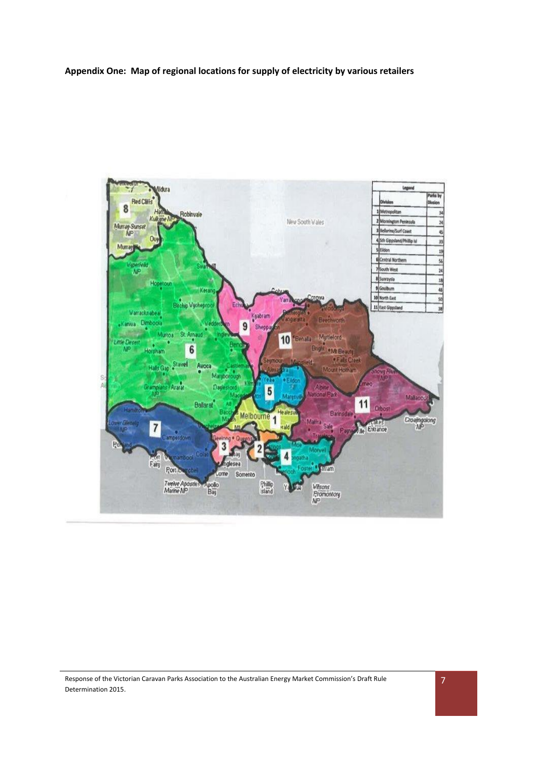**Appendix One: Map of regional locations for supply of electricity by various retailers**

Legend

| | Division | Parks by Division |
|---|---|---|
| 1 | Metropolitan | 34 |
| 2 | Mornington Peninsula | 24 |
| 3 | Bellarine/Surf Coast | 45 |
| 4 | Sth Gippsland/Phillip Isl | 33 |
| 5 | Eildon | 19 |
| 6 | Central Northern | 56 |
| 7 | South West | 24 |
| 8 | Sunraysia | 18 |
| 9 | Goulburn | 48 |
| 10 | North East | 50 |
| 11 | East Gippsland | 38 |